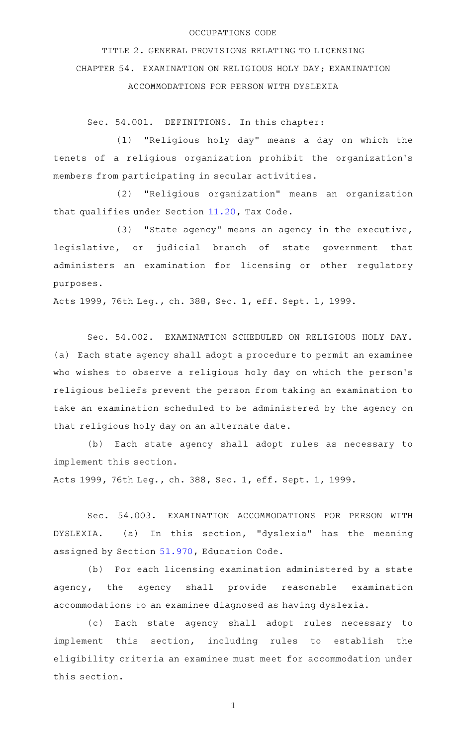OCCUPATIONS CODE

TITLE 2. GENERAL PROVISIONS RELATING TO LICENSING

CHAPTER 54. EXAMINATION ON RELIGIOUS HOLY DAY; EXAMINATION ACCOMMODATIONS FOR PERSON WITH DYSLEXIA

Sec. 54.001. DEFINITIONS. In this chapter:

(1) "Religious holy day" means a day on which the tenets of a religious organization prohibit the organization's members from participating in secular activities.

(2) "Religious organization" means an organization that qualifies under Section 11.20, Tax Code.

(3) "State agency" means an agency in the executive, legislative, or judicial branch of state government that administers an examination for licensing or other regulatory purposes.

Acts 1999, 76th Leg., ch. 388, Sec. 1, eff. Sept. 1, 1999.

Sec. 54.002. EXAMINATION SCHEDULED ON RELIGIOUS HOLY DAY. (a) Each state agency shall adopt a procedure to permit an examinee who wishes to observe a religious holy day on which the person's religious beliefs prevent the person from taking an examination to take an examination scheduled to be administered by the agency on that religious holy day on an alternate date.

(b) Each state agency shall adopt rules as necessary to implement this section.

Acts 1999, 76th Leg., ch. 388, Sec. 1, eff. Sept. 1, 1999.

Sec. 54.003. EXAMINATION ACCOMMODATIONS FOR PERSON WITH DYSLEXIA. (a) In this section, "dyslexia" has the meaning assigned by Section 51.970, Education Code.

(b) For each licensing examination administered by a state agency, the agency shall provide reasonable examination accommodations to an examinee diagnosed as having dyslexia.

(c) Each state agency shall adopt rules necessary to implement this section, including rules to establish the eligibility criteria an examinee must meet for accommodation under this section.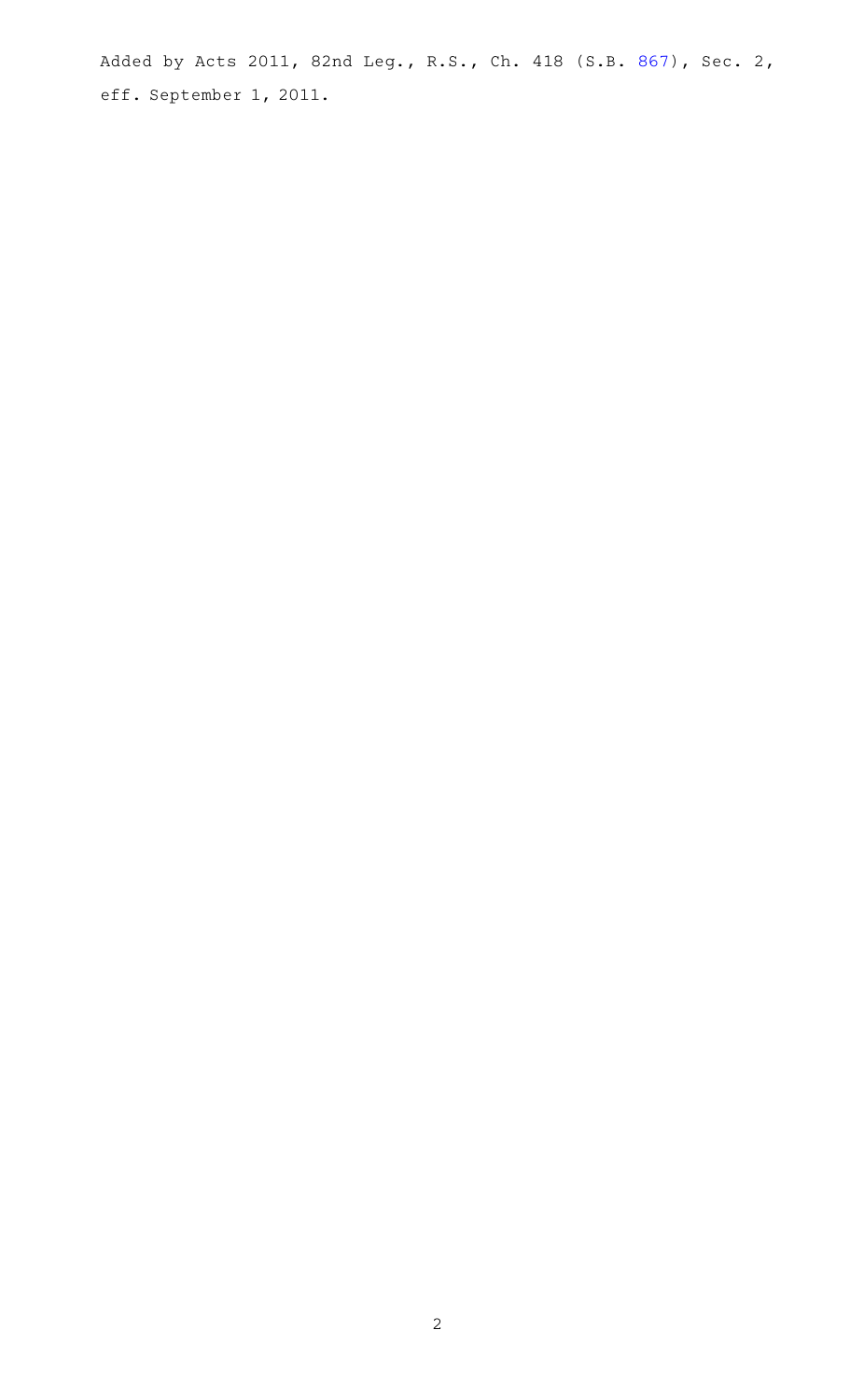Added by Acts 2011, 82nd Leg., R.S., Ch. 418 (S.B. 867), Sec. 2, eff. September 1, 2011.